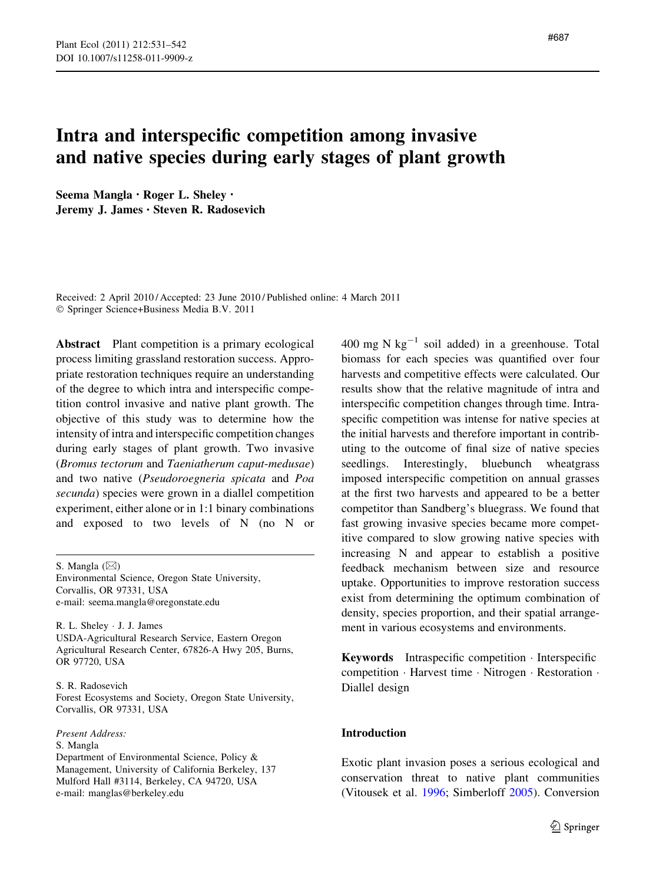# Intra and interspecific competition among invasive and native species during early stages of plant growth

**Seema Mangla · Roger L. Sheley · Jeremy J. James · Steven R. Radosevich**

Received: 2 April 2010 / Accepted: 23 June 2010 / Published online: 4 March 2011
© Springer Science+Business Media B.V. 2011

**Abstract** Plant competition is a primary ecological process limiting grassland restoration success. Appropriate restoration techniques require an understanding of the degree to which intra and interspecific competition control invasive and native plant growth. The objective of this study was to determine how the intensity of intra and interspecific competition changes during early stages of plant growth. Two invasive (*Bromus tectorum* and *Taeniatherum caput-medusae*) and two native (*Pseudoroegneria spicata* and *Poa secunda*) species were grown in a diallel competition experiment, either alone or in 1:1 binary combinations and exposed to two levels of N (no N or 400 mg N $kg^{-1}$ soil added) in a greenhouse. Total biomass for each species was quantified over four harvests and competitive effects were calculated. Our results show that the relative magnitude of intra and interspecific competition changes through time. Intraspecific competition was intense for native species at the initial harvests and therefore important in contributing to the outcome of final size of native species seedlings. Interestingly, bluebunch wheatgrass imposed interspecific competition on annual grasses at the first two harvests and appeared to be a better competitor than Sandberg's bluegrass. We found that fast growing invasive species became more competitive compared to slow growing native species with increasing N and appear to establish a positive feedback mechanism between size and resource uptake. Opportunities to improve restoration success exist from determining the optimum combination of density, species proportion, and their spatial arrangement in various ecosystems and environments.

**Keywords** Intraspecific competition · Interspecific competition · Harvest time · Nitrogen · Restoration · Diallel design

S. Mangla (✉)
Environmental Science, Oregon State University, Corvallis, OR 97331, USA
e-mail: seema.mangla@oregonstate.edu

R. L. Sheley · J. J. James
USDA-Agricultural Research Service, Eastern Oregon Agricultural Research Center, 67826-A Hwy 205, Burns, OR 97720, USA

S. R. Radosevich
Forest Ecosystems and Society, Oregon State University, Corvallis, OR 97331, USA

*Present Address:*
S. Mangla
Department of Environmental Science, Policy & Management, University of California Berkeley, 137 Mulford Hall #3114, Berkeley, CA 94720, USA
e-mail: manglas@berkeley.edu

## Introduction

Exotic plant invasion poses a serious ecological and conservation threat to native plant communities (Vitousek et al. 1996; Simberloff 2005). Conversion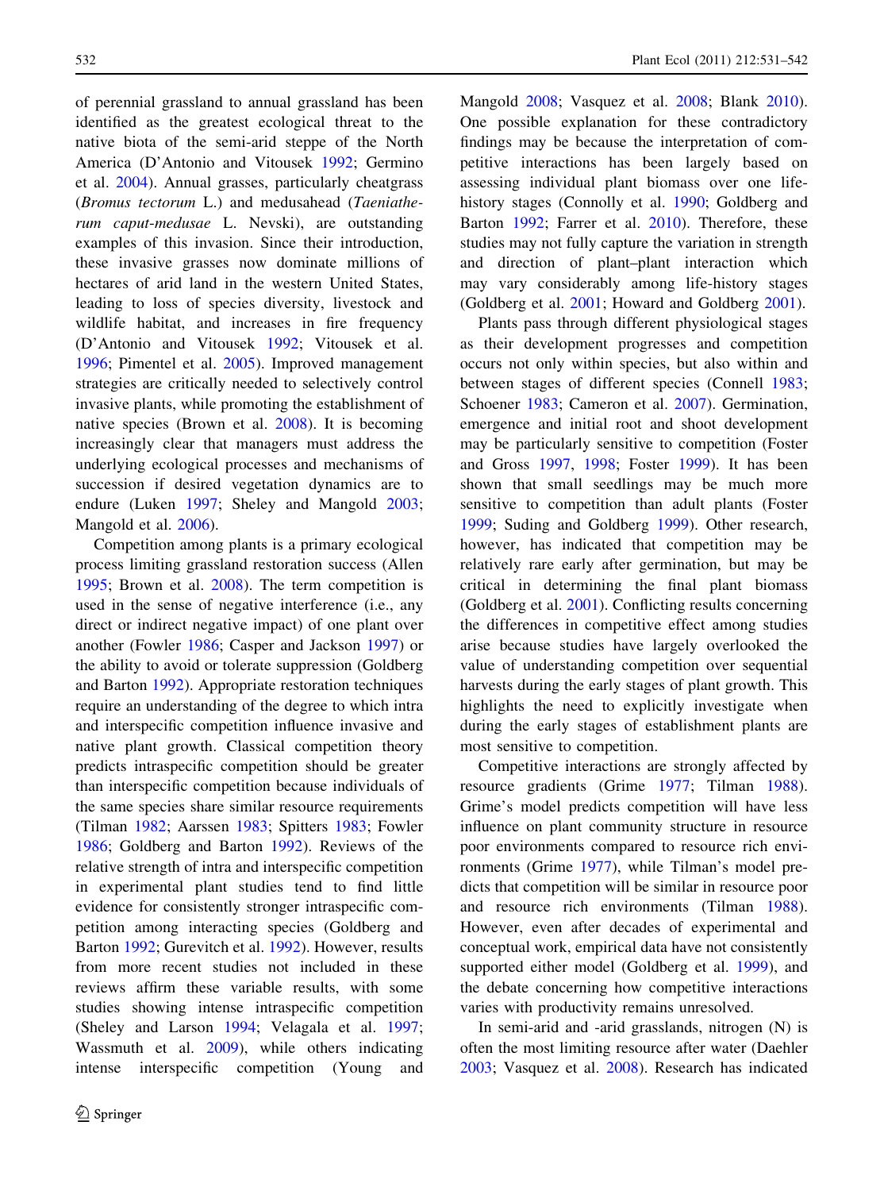of perennial grassland to annual grassland has been identified as the greatest ecological threat to the native biota of the semi-arid steppe of the North America (D'Antonio and Vitousek 1992; Germino et al. 2004). Annual grasses, particularly cheatgrass (*Bromus tectorum* L.) and medusahead (*Taeniatherum caput-medusae* L. Nevski), are outstanding examples of this invasion. Since their introduction, these invasive grasses now dominate millions of hectares of arid land in the western United States, leading to loss of species diversity, livestock and wildlife habitat, and increases in fire frequency (D'Antonio and Vitousek 1992; Vitousek et al. 1996; Pimentel et al. 2005). Improved management strategies are critically needed to selectively control invasive plants, while promoting the establishment of native species (Brown et al. 2008). It is becoming increasingly clear that managers must address the underlying ecological processes and mechanisms of succession if desired vegetation dynamics are to endure (Luken 1997; Sheley and Mangold 2003; Mangold et al. 2006).

Competition among plants is a primary ecological process limiting grassland restoration success (Allen 1995; Brown et al. 2008). The term competition is used in the sense of negative interference (i.e., any direct or indirect negative impact) of one plant over another (Fowler 1986; Casper and Jackson 1997) or the ability to avoid or tolerate suppression (Goldberg and Barton 1992). Appropriate restoration techniques require an understanding of the degree to which intra and interspecific competition influence invasive and native plant growth. Classical competition theory predicts intraspecific competition should be greater than interspecific competition because individuals of the same species share similar resource requirements (Tilman 1982; Aarssen 1983; Spitters 1983; Fowler 1986; Goldberg and Barton 1992). Reviews of the relative strength of intra and interspecific competition in experimental plant studies tend to find little evidence for consistently stronger intraspecific competition among interacting species (Goldberg and Barton 1992; Gurevitch et al. 1992). However, results from more recent studies not included in these reviews affirm these variable results, with some studies showing intense intraspecific competition (Sheley and Larson 1994; Velagala et al. 1997; Wassmuth et al. 2009), while others indicating intense interspecific competition (Young and Mangold 2008; Vasquez et al. 2008; Blank 2010). One possible explanation for these contradictory findings may be because the interpretation of competitive interactions has been largely based on assessing individual plant biomass over one life-history stages (Connolly et al. 1990; Goldberg and Barton 1992; Farrer et al. 2010). Therefore, these studies may not fully capture the variation in strength and direction of plant–plant interaction which may vary considerably among life-history stages (Goldberg et al. 2001; Howard and Goldberg 2001).

Plants pass through different physiological stages as their development progresses and competition occurs not only within species, but also within and between stages of different species (Connell 1983; Schoener 1983; Cameron et al. 2007). Germination, emergence and initial root and shoot development may be particularly sensitive to competition (Foster and Gross 1997, 1998; Foster 1999). It has been shown that small seedlings may be much more sensitive to competition than adult plants (Foster 1999; Suding and Goldberg 1999). Other research, however, has indicated that competition may be relatively rare early after germination, but may be critical in determining the final plant biomass (Goldberg et al. 2001). Conflicting results concerning the differences in competitive effect among studies arise because studies have largely overlooked the value of understanding competition over sequential harvests during the early stages of plant growth. This highlights the need to explicitly investigate when during the early stages of establishment plants are most sensitive to competition.

Competitive interactions are strongly affected by resource gradients (Grime 1977; Tilman 1988). Grime's model predicts competition will have less influence on plant community structure in resource poor environments compared to resource rich environments (Grime 1977), while Tilman's model predicts that competition will be similar in resource poor and resource rich environments (Tilman 1988). However, even after decades of experimental and conceptual work, empirical data have not consistently supported either model (Goldberg et al. 1999), and the debate concerning how competitive interactions varies with productivity remains unresolved.

In semi-arid and -arid grasslands, nitrogen (N) is often the most limiting resource after water (Daehler 2003; Vasquez et al. 2008). Research has indicated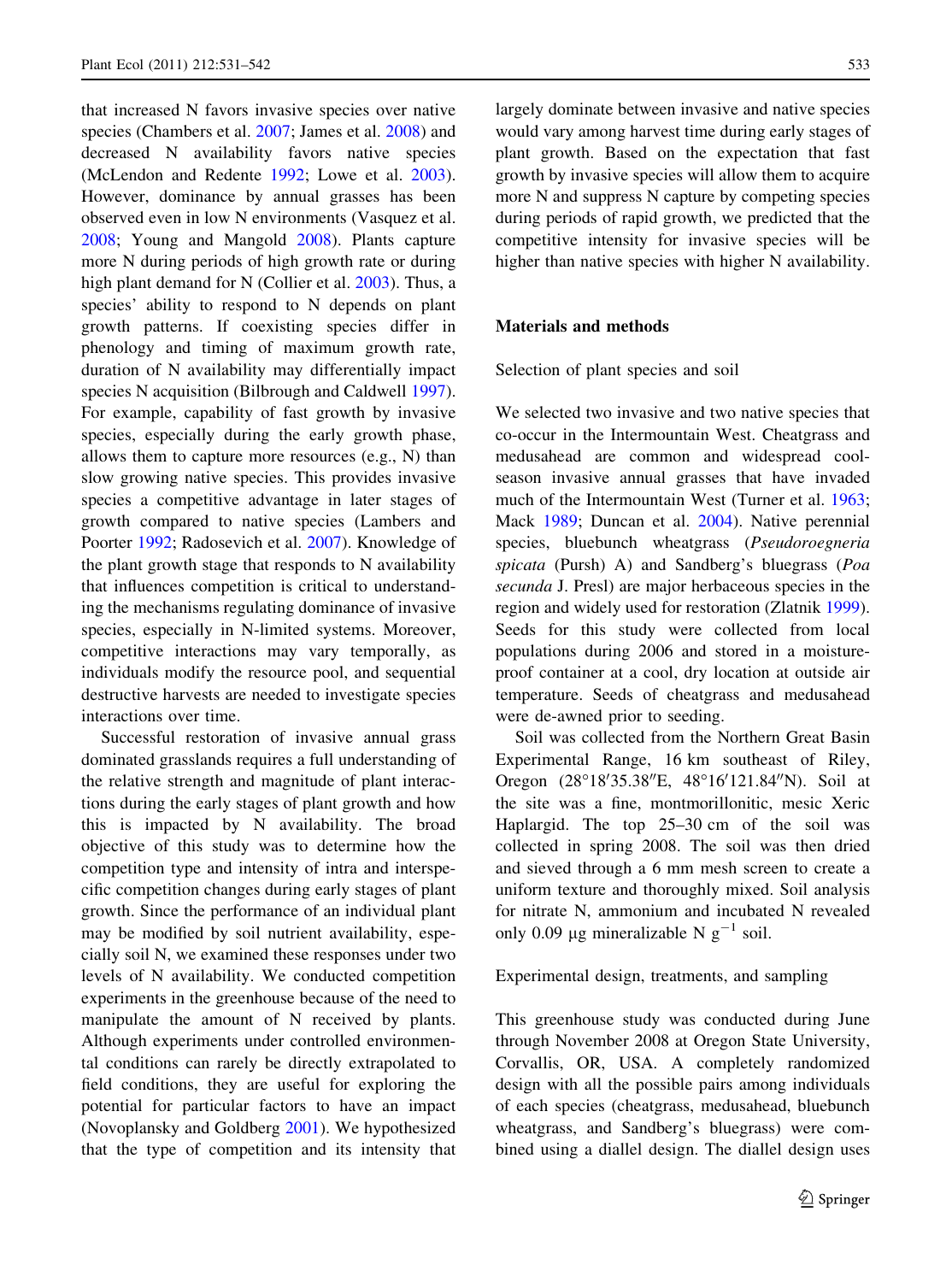that increased N favors invasive species over native species (Chambers et al. 2007; James et al. 2008) and decreased N availability favors native species (McLendon and Redente 1992; Lowe et al. 2003). However, dominance by annual grasses has been observed even in low N environments (Vasquez et al. 2008; Young and Mangold 2008). Plants capture more N during periods of high growth rate or during high plant demand for N (Collier et al. 2003). Thus, a species' ability to respond to N depends on plant growth patterns. If coexisting species differ in phenology and timing of maximum growth rate, duration of N availability may differentially impact species N acquisition (Bilbrough and Caldwell 1997). For example, capability of fast growth by invasive species, especially during the early growth phase, allows them to capture more resources (e.g., N) than slow growing native species. This provides invasive species a competitive advantage in later stages of growth compared to native species (Lambers and Poorter 1992; Radosevich et al. 2007). Knowledge of the plant growth stage that responds to N availability that influences competition is critical to understanding the mechanisms regulating dominance of invasive species, especially in N-limited systems. Moreover, competitive interactions may vary temporally, as individuals modify the resource pool, and sequential destructive harvests are needed to investigate species interactions over time.

Successful restoration of invasive annual grass dominated grasslands requires a full understanding of the relative strength and magnitude of plant interactions during the early stages of plant growth and how this is impacted by N availability. The broad objective of this study was to determine how the competition type and intensity of intra and interspecific competition changes during early stages of plant growth. Since the performance of an individual plant may be modified by soil nutrient availability, especially soil N, we examined these responses under two levels of N availability. We conducted competition experiments in the greenhouse because of the need to manipulate the amount of N received by plants. Although experiments under controlled environmental conditions can rarely be directly extrapolated to field conditions, they are useful for exploring the potential for particular factors to have an impact (Novoplansky and Goldberg 2001). We hypothesized that the type of competition and its intensity that largely dominate between invasive and native species would vary among harvest time during early stages of plant growth. Based on the expectation that fast growth by invasive species will allow them to acquire more N and suppress N capture by competing species during periods of rapid growth, we predicted that the competitive intensity for invasive species will be higher than native species with higher N availability.

## Materials and methods

### Selection of plant species and soil

We selected two invasive and two native species that co-occur in the Intermountain West. Cheatgrass and medusahead are common and widespread cool-season invasive annual grasses that have invaded much of the Intermountain West (Turner et al. 1963; Mack 1989; Duncan et al. 2004). Native perennial species, bluebunch wheatgrass (*Pseudoroegneria spicata* (Pursh) A) and Sandberg's bluegrass (*Poa secunda* J. Presl) are major herbaceous species in the region and widely used for restoration (Zlatnik 1999). Seeds for this study were collected from local populations during 2006 and stored in a moisture-proof container at a cool, dry location at outside air temperature. Seeds of cheatgrass and medusahead were de-awned prior to seeding.

Soil was collected from the Northern Great Basin Experimental Range, 16 km southeast of Riley, Oregon (28°18′35.38″E, 48°16′121.84″N). Soil at the site was a fine, montmorillonitic, mesic Xeric Haplargid. The top 25–30 cm of the soil was collected in spring 2008. The soil was then dried and sieved through a 6 mm mesh screen to create a uniform texture and thoroughly mixed. Soil analysis for nitrate N, ammonium and incubated N revealed only 0.09 μg mineralizable N $g^{-1}$ soil.

### Experimental design, treatments, and sampling

This greenhouse study was conducted during June through November 2008 at Oregon State University, Corvallis, OR, USA. A completely randomized design with all the possible pairs among individuals of each species (cheatgrass, medusahead, bluebunch wheatgrass, and Sandberg's bluegrass) were combined using a diallel design. The diallel design uses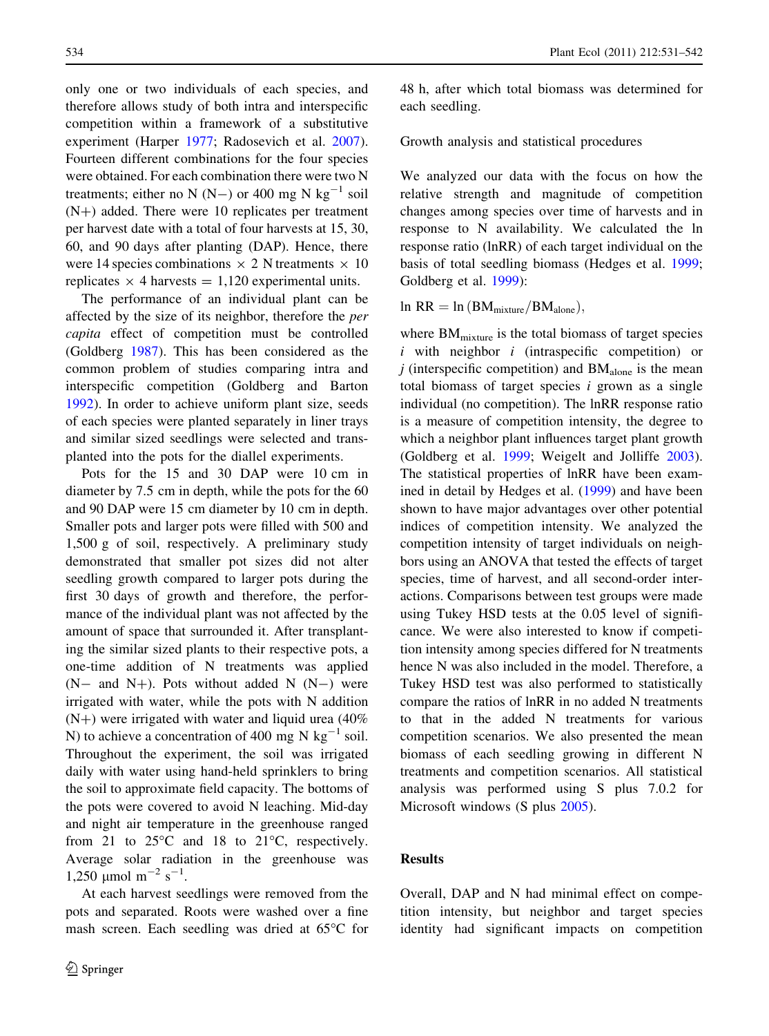only one or two individuals of each species, and therefore allows study of both intra and interspecific competition within a framework of a substitutive experiment (Harper 1977; Radosevich et al. 2007). Fourteen different combinations for the four species were obtained. For each combination there were two N treatments; either no N (N−) or 400 mg N $kg^{-1}$ soil (N+) added. There were 10 replicates per treatment per harvest date with a total of four harvests at 15, 30, 60, and 90 days after planting (DAP). Hence, there were 14 species combinations × 2 N treatments × 10 replicates × 4 harvests = 1,120 experimental units.

The performance of an individual plant can be affected by the size of its neighbor, therefore the *per capita* effect of competition must be controlled (Goldberg 1987). This has been considered as the common problem of studies comparing intra and interspecific competition (Goldberg and Barton 1992). In order to achieve uniform plant size, seeds of each species were planted separately in liner trays and similar sized seedlings were selected and transplanted into the pots for the diallel experiments.

Pots for the 15 and 30 DAP were 10 cm in diameter by 7.5 cm in depth, while the pots for the 60 and 90 DAP were 15 cm diameter by 10 cm in depth. Smaller pots and larger pots were filled with 500 and 1,500 g of soil, respectively. A preliminary study demonstrated that smaller pot sizes did not alter seedling growth compared to larger pots during the first 30 days of growth and therefore, the performance of the individual plant was not affected by the amount of space that surrounded it. After transplanting the similar sized plants to their respective pots, a one-time addition of N treatments was applied (N− and N+). Pots without added N (N−) were irrigated with water, while the pots with N addition (N+) were irrigated with water and liquid urea (40% N) to achieve a concentration of 400 mg N $kg^{-1}$ soil. Throughout the experiment, the soil was irrigated daily with water using hand-held sprinklers to bring the soil to approximate field capacity. The bottoms of the pots were covered to avoid N leaching. Mid-day and night air temperature in the greenhouse ranged from 21 to 25°C and 18 to 21°C, respectively. Average solar radiation in the greenhouse was 1,250 μmol $m^{-2}$ $s^{-1}$.

At each harvest seedlings were removed from the pots and separated. Roots were washed over a fine mash screen. Each seedling was dried at 65°C for 48 h, after which total biomass was determined for each seedling.

### Growth analysis and statistical procedures

We analyzed our data with the focus on how the relative strength and magnitude of competition changes among species over time of harvests and in response to N availability. We calculated the ln response ratio (lnRR) of each target individual on the basis of total seedling biomass (Hedges et al. 1999; Goldberg et al. 1999):

$$\ln \mathrm{RR} = \ln\left(\mathrm{BM}_{\mathrm{mixture}}/\mathrm{BM}_{\mathrm{alone}}\right),$$

where $\mathrm{BM}_{\mathrm{mixture}}$ is the total biomass of target species $i$ with neighbor $i$ (intraspecific competition) or $j$ (interspecific competition) and $\mathrm{BM}_{\mathrm{alone}}$ is the mean total biomass of target species $i$ grown as a single individual (no competition). The lnRR response ratio is a measure of competition intensity, the degree to which a neighbor plant influences target plant growth (Goldberg et al. 1999; Weigelt and Jolliffe 2003). The statistical properties of lnRR have been examined in detail by Hedges et al. (1999) and have been shown to have major advantages over other potential indices of competition intensity. We analyzed the competition intensity of target individuals on neighbors using an ANOVA that tested the effects of target species, time of harvest, and all second-order interactions. Comparisons between test groups were made using Tukey HSD tests at the 0.05 level of significance. We were also interested to know if competition intensity among species differed for N treatments hence N was also included in the model. Therefore, a Tukey HSD test was also performed to statistically compare the ratios of lnRR in no added N treatments to that in the added N treatments for various competition scenarios. We also presented the mean biomass of each seedling growing in different N treatments and competition scenarios. All statistical analysis was performed using S plus 7.0.2 for Microsoft windows (S plus 2005).

## Results

Overall, DAP and N had minimal effect on competition intensity, but neighbor and target species identity had significant impacts on competition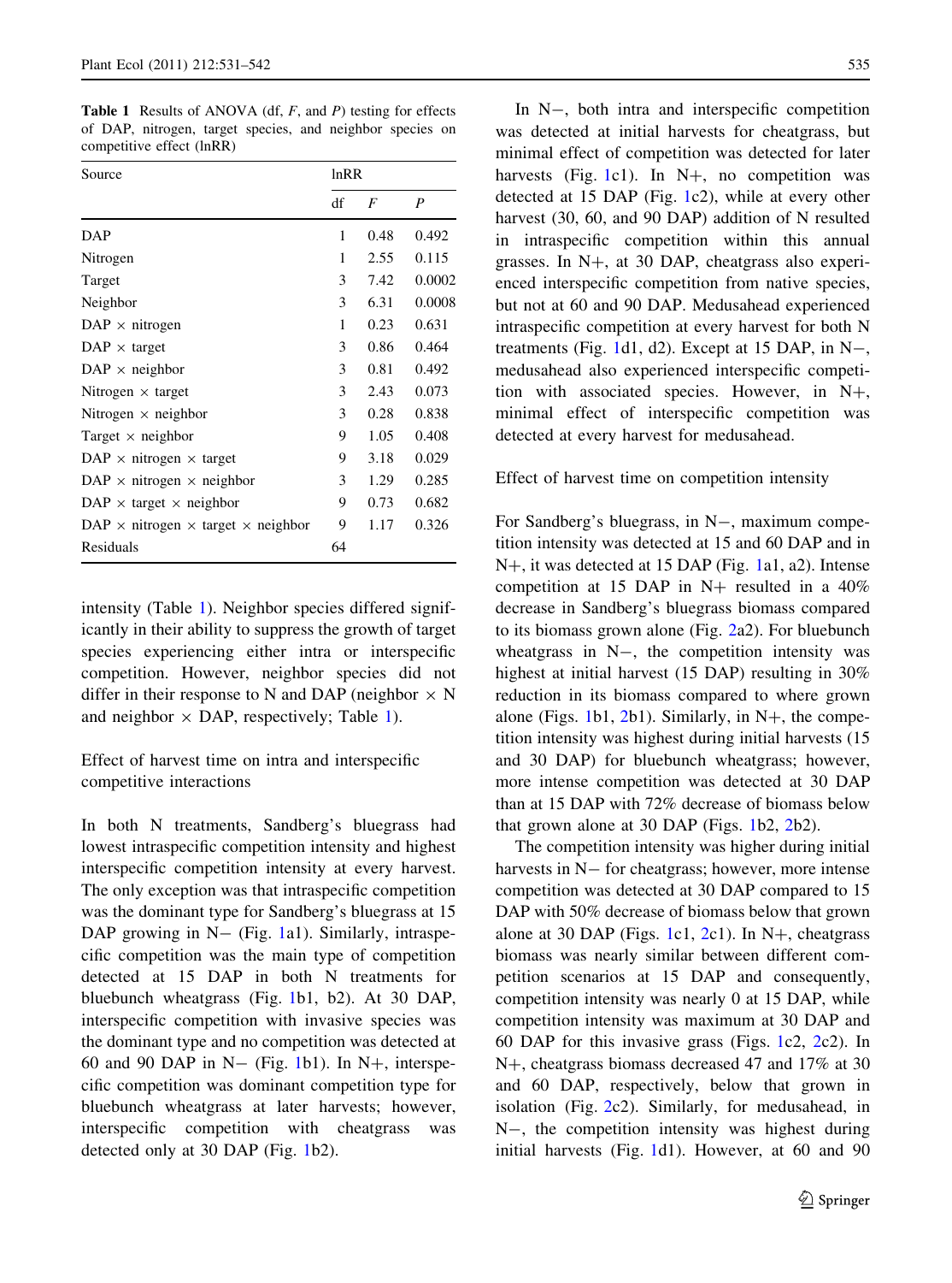**Table 1** Results of ANOVA (df, *F*, and *P*) testing for effects of DAP, nitrogen, target species, and neighbor species on competitive effect (lnRR)

| Source | lnRR | | |
|---|---|---|---|
| | df | *F* | *P* |
| DAP | 1 | 0.48 | 0.492 |
| Nitrogen | 1 | 2.55 | 0.115 |
| Target | 3 | 7.42 | 0.0002 |
| Neighbor | 3 | 6.31 | 0.0008 |
| DAP × nitrogen | 1 | 0.23 | 0.631 |
| DAP × target | 3 | 0.86 | 0.464 |
| DAP × neighbor | 3 | 0.81 | 0.492 |
| Nitrogen × target | 3 | 2.43 | 0.073 |
| Nitrogen × neighbor | 3 | 0.28 | 0.838 |
| Target × neighbor | 9 | 1.05 | 0.408 |
| DAP × nitrogen × target | 9 | 3.18 | 0.029 |
| DAP × nitrogen × neighbor | 3 | 1.29 | 0.285 |
| DAP × target × neighbor | 9 | 0.73 | 0.682 |
| DAP × nitrogen × target × neighbor | 9 | 1.17 | 0.326 |
| Residuals | 64 | | |

intensity (Table 1). Neighbor species differed significantly in their ability to suppress the growth of target species experiencing either intra or interspecific competition. However, neighbor species did not differ in their response to N and DAP (neighbor × N and neighbor × DAP, respectively; Table 1).

## Effect of harvest time on intra and interspecific competitive interactions

In both N treatments, Sandberg's bluegrass had lowest intraspecific competition intensity and highest interspecific competition intensity at every harvest. The only exception was that intraspecific competition was the dominant type for Sandberg's bluegrass at 15 DAP growing in N− (Fig. 1a1). Similarly, intraspecific competition was the main type of competition detected at 15 DAP in both N treatments for bluebunch wheatgrass (Fig. 1b1, b2). At 30 DAP, interspecific competition with invasive species was the dominant type and no competition was detected at 60 and 90 DAP in N− (Fig. 1b1). In N+, interspecific competition was dominant competition type for bluebunch wheatgrass at later harvests; however, interspecific competition with cheatgrass was detected only at 30 DAP (Fig. 1b2).

In N−, both intra and interspecific competition was detected at initial harvests for cheatgrass, but minimal effect of competition was detected for later harvests (Fig. 1c1). In N+, no competition was detected at 15 DAP (Fig. 1c2), while at every other harvest (30, 60, and 90 DAP) addition of N resulted in intraspecific competition within this annual grasses. In N+, at 30 DAP, cheatgrass also experienced interspecific competition from native species, but not at 60 and 90 DAP. Medusahead experienced intraspecific competition at every harvest for both N treatments (Fig. 1d1, d2). Except at 15 DAP, in N−, medusahead also experienced interspecific competition with associated species. However, in N+, minimal effect of interspecific competition was detected at every harvest for medusahead.

## Effect of harvest time on competition intensity

For Sandberg's bluegrass, in N−, maximum competition intensity was detected at 15 and 60 DAP and in N+, it was detected at 15 DAP (Fig. 1a1, a2). Intense competition at 15 DAP in N+ resulted in a 40% decrease in Sandberg's bluegrass biomass compared to its biomass grown alone (Fig. 2a2). For bluebunch wheatgrass in N−, the competition intensity was highest at initial harvest (15 DAP) resulting in 30% reduction in its biomass compared to where grown alone (Figs. 1b1, 2b1). Similarly, in N+, the competition intensity was highest during initial harvests (15 and 30 DAP) for bluebunch wheatgrass; however, more intense competition was detected at 30 DAP than at 15 DAP with 72% decrease of biomass below that grown alone at 30 DAP (Figs. 1b2, 2b2).

The competition intensity was higher during initial harvests in N− for cheatgrass; however, more intense competition was detected at 30 DAP compared to 15 DAP with 50% decrease of biomass below that grown alone at 30 DAP (Figs. 1c1, 2c1). In N+, cheatgrass biomass was nearly similar between different competition scenarios at 15 DAP and consequently, competition intensity was nearly 0 at 15 DAP, while competition intensity was maximum at 30 DAP and 60 DAP for this invasive grass (Figs. 1c2, 2c2). In N+, cheatgrass biomass decreased 47 and 17% at 30 and 60 DAP, respectively, below that grown in isolation (Fig. 2c2). Similarly, for medusahead, in N−, the competition intensity was highest during initial harvests (Fig. 1d1). However, at 60 and 90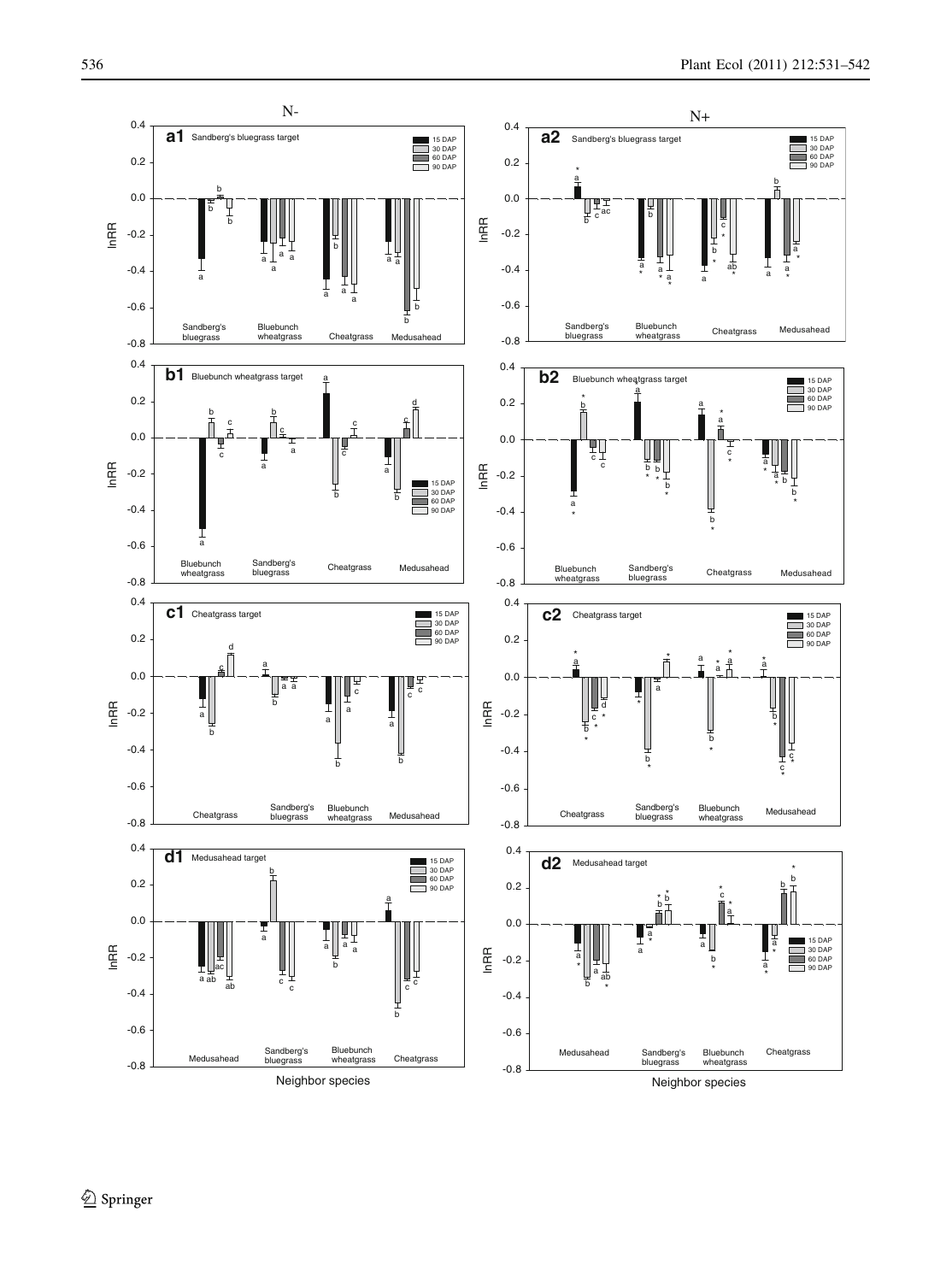N-

N+

**a1** Sandberg's bluegrass target

**a2** Sandberg's bluegrass target

**b1** Bluebunch wheatgrass target

**b2** Bluebunch wheatgrass target

**c1** Cheatgrass target

**c2** Cheatgrass target

**d1** Medusahead target

**d2** Medusahead target

15 DAP
30 DAP
60 DAP
90 DAP

lnRR

Neighbor species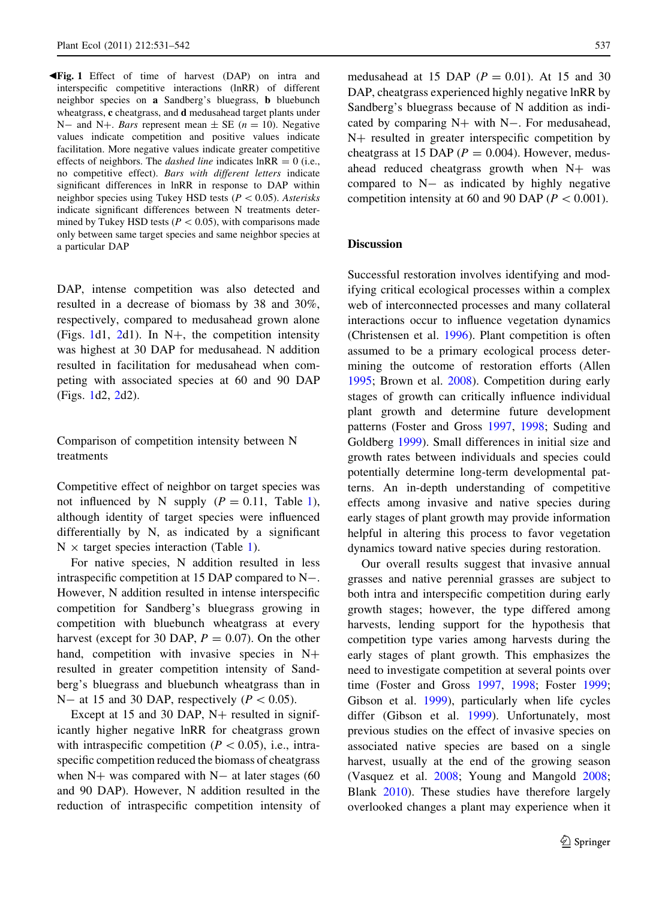**Fig. 1** Effect of time of harvest (DAP) on intra and interspecific competitive interactions (lnRR) of different neighbor species on **a** Sandberg's bluegrass, **b** bluebunch wheatgrass, **c** cheatgrass, and **d** medusahead target plants under N− and N+. *Bars* represent mean ± SE ($n = 10$). Negative values indicate competition and positive values indicate facilitation. More negative values indicate greater competitive effects of neighbors. The *dashed line* indicates lnRR = 0 (i.e., no competitive effect). *Bars with different letters* indicate significant differences in lnRR in response to DAP within neighbor species using Tukey HSD tests ($P < 0.05$). *Asterisks* indicate significant differences between N treatments determined by Tukey HSD tests ($P < 0.05$), with comparisons made only between same target species and same neighbor species at a particular DAP

DAP, intense competition was also detected and resulted in a decrease of biomass by 38 and 30%, respectively, compared to medusahead grown alone (Figs. 1d1, 2d1). In N+, the competition intensity was highest at 30 DAP for medusahead. N addition resulted in facilitation for medusahead when competing with associated species at 60 and 90 DAP (Figs. 1d2, 2d2).

### Comparison of competition intensity between N treatments

Competitive effect of neighbor on target species was not influenced by N supply ($P = 0.11$, Table 1), although identity of target species were influenced differentially by N, as indicated by a significant N × target species interaction (Table 1).

For native species, N addition resulted in less intraspecific competition at 15 DAP compared to N−. However, N addition resulted in intense interspecific competition for Sandberg's bluegrass growing in competition with bluebunch wheatgrass at every harvest (except for 30 DAP, $P = 0.07$). On the other hand, competition with invasive species in N+ resulted in greater competition intensity of Sandberg's bluegrass and bluebunch wheatgrass than in N− at 15 and 30 DAP, respectively ($P < 0.05$).

Except at 15 and 30 DAP, N+ resulted in significantly higher negative lnRR for cheatgrass grown with intraspecific competition ($P < 0.05$), i.e., intraspecific competition reduced the biomass of cheatgrass when N+ was compared with N− at later stages (60 and 90 DAP). However, N addition resulted in the reduction of intraspecific competition intensity of medusahead at 15 DAP ($P = 0.01$). At 15 and 30 DAP, cheatgrass experienced highly negative lnRR by Sandberg's bluegrass because of N addition as indicated by comparing N+ with N−. For medusahead, N+ resulted in greater interspecific competition by cheatgrass at 15 DAP ($P = 0.004$). However, medusahead reduced cheatgrass growth when N+ was compared to N− as indicated by highly negative competition intensity at 60 and 90 DAP ($P < 0.001$).

## Discussion

Successful restoration involves identifying and modifying critical ecological processes within a complex web of interconnected processes and many collateral interactions occur to influence vegetation dynamics (Christensen et al. 1996). Plant competition is often assumed to be a primary ecological process determining the outcome of restoration efforts (Allen 1995; Brown et al. 2008). Competition during early stages of growth can critically influence individual plant growth and determine future development patterns (Foster and Gross 1997, 1998; Suding and Goldberg 1999). Small differences in initial size and growth rates between individuals and species could potentially determine long-term developmental patterns. An in-depth understanding of competitive effects among invasive and native species during early stages of plant growth may provide information helpful in altering this process to favor vegetation dynamics toward native species during restoration.

Our overall results suggest that invasive annual grasses and native perennial grasses are subject to both intra and interspecific competition during early growth stages; however, the type differed among harvests, lending support for the hypothesis that competition type varies among harvests during the early stages of plant growth. This emphasizes the need to investigate competition at several points over time (Foster and Gross 1997, 1998; Foster 1999; Gibson et al. 1999), particularly when life cycles differ (Gibson et al. 1999). Unfortunately, most previous studies on the effect of invasive species on associated native species are based on a single harvest, usually at the end of the growing season (Vasquez et al. 2008; Young and Mangold 2008; Blank 2010). These studies have therefore largely overlooked changes a plant may experience when it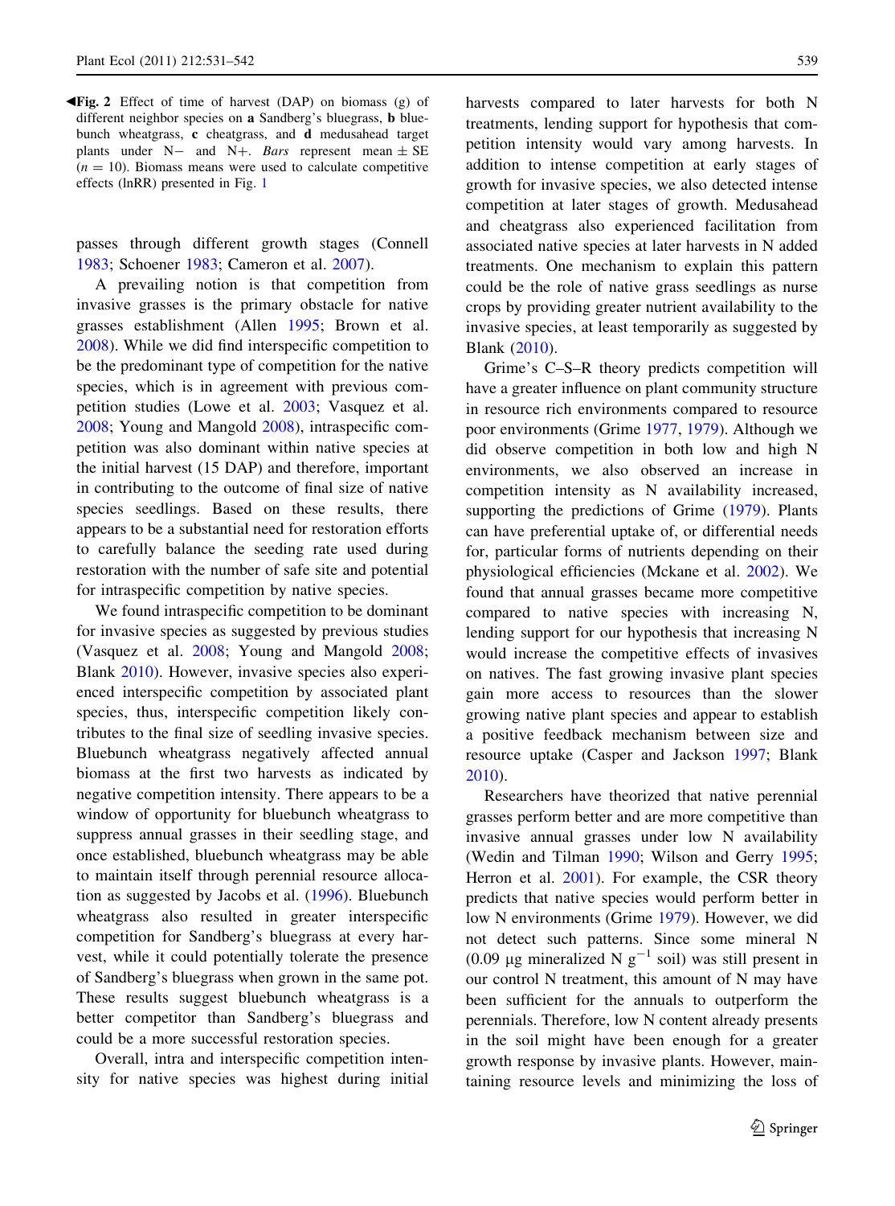◀**Fig. 2** Effect of time of harvest (DAP) on biomass (g) of different neighbor species on **a** Sandberg's bluegrass, **b** bluebunch wheatgrass, **c** cheatgrass, and **d** medusahead target plants under N− and N+. *Bars* represent mean ± SE ($n = 10$). Biomass means were used to calculate competitive effects (lnRR) presented in Fig. 1

passes through different growth stages (Connell 1983; Schoener 1983; Cameron et al. 2007).

A prevailing notion is that competition from invasive grasses is the primary obstacle for native grasses establishment (Allen 1995; Brown et al. 2008). While we did find interspecific competition to be the predominant type of competition for the native species, which is in agreement with previous competition studies (Lowe et al. 2003; Vasquez et al. 2008; Young and Mangold 2008), intraspecific competition was also dominant within native species at the initial harvest (15 DAP) and therefore, important in contributing to the outcome of final size of native species seedlings. Based on these results, there appears to be a substantial need for restoration efforts to carefully balance the seeding rate used during restoration with the number of safe site and potential for intraspecific competition by native species.

We found intraspecific competition to be dominant for invasive species as suggested by previous studies (Vasquez et al. 2008; Young and Mangold 2008; Blank 2010). However, invasive species also experienced interspecific competition by associated plant species, thus, interspecific competition likely contributes to the final size of seedling invasive species. Bluebunch wheatgrass negatively affected annual biomass at the first two harvests as indicated by negative competition intensity. There appears to be a window of opportunity for bluebunch wheatgrass to suppress annual grasses in their seedling stage, and once established, bluebunch wheatgrass may be able to maintain itself through perennial resource allocation as suggested by Jacobs et al. (1996). Bluebunch wheatgrass also resulted in greater interspecific competition for Sandberg's bluegrass at every harvest, while it could potentially tolerate the presence of Sandberg's bluegrass when grown in the same pot. These results suggest bluebunch wheatgrass is a better competitor than Sandberg's bluegrass and could be a more successful restoration species.

Overall, intra and interspecific competition intensity for native species was highest during initial harvests compared to later harvests for both N treatments, lending support for hypothesis that competition intensity would vary among harvests. In addition to intense competition at early stages of growth for invasive species, we also detected intense competition at later stages of growth. Medusahead and cheatgrass also experienced facilitation from associated native species at later harvests in N added treatments. One mechanism to explain this pattern could be the role of native grass seedlings as nurse crops by providing greater nutrient availability to the invasive species, at least temporarily as suggested by Blank (2010).

Grime's C–S–R theory predicts competition will have a greater influence on plant community structure in resource rich environments compared to resource poor environments (Grime 1977, 1979). Although we did observe competition in both low and high N environments, we also observed an increase in competition intensity as N availability increased, supporting the predictions of Grime (1979). Plants can have preferential uptake of, or differential needs for, particular forms of nutrients depending on their physiological efficiencies (Mckane et al. 2002). We found that annual grasses became more competitive compared to native species with increasing N, lending support for our hypothesis that increasing N would increase the competitive effects of invasives on natives. The fast growing invasive plant species gain more access to resources than the slower growing native plant species and appear to establish a positive feedback mechanism between size and resource uptake (Casper and Jackson 1997; Blank 2010).

Researchers have theorized that native perennial grasses perform better and are more competitive than invasive annual grasses under low N availability (Wedin and Tilman 1990; Wilson and Gerry 1995; Herron et al. 2001). For example, the CSR theory predicts that native species would perform better in low N environments (Grime 1979). However, we did not detect such patterns. Since some mineral N (0.09 μg mineralized N $g^{-1}$ soil) was still present in our control N treatment, this amount of N may have been sufficient for the annuals to outperform the perennials. Therefore, low N content already presents in the soil might have been enough for a greater growth response by invasive plants. However, maintaining resource levels and minimizing the loss of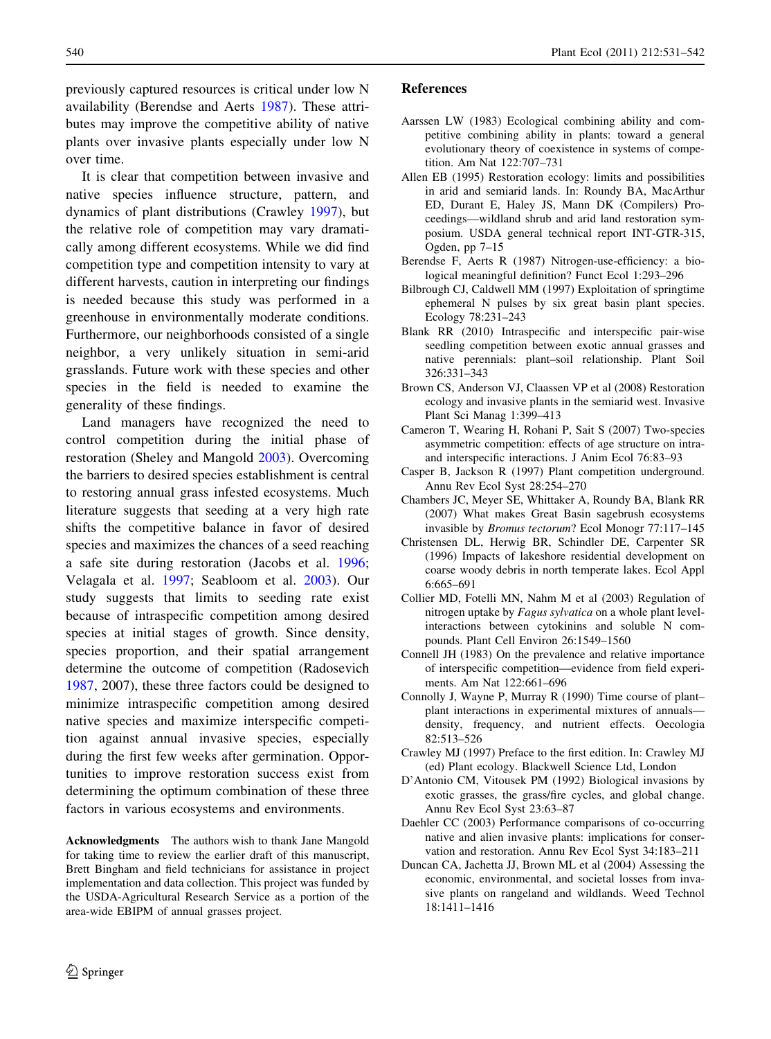previously captured resources is critical under low N availability (Berendse and Aerts 1987). These attributes may improve the competitive ability of native plants over invasive plants especially under low N over time.

It is clear that competition between invasive and native species influence structure, pattern, and dynamics of plant distributions (Crawley 1997), but the relative role of competition may vary dramatically among different ecosystems. While we did find competition type and competition intensity to vary at different harvests, caution in interpreting our findings is needed because this study was performed in a greenhouse in environmentally moderate conditions. Furthermore, our neighborhoods consisted of a single neighbor, a very unlikely situation in semi-arid grasslands. Future work with these species and other species in the field is needed to examine the generality of these findings.

Land managers have recognized the need to control competition during the initial phase of restoration (Sheley and Mangold 2003). Overcoming the barriers to desired species establishment is central to restoring annual grass infested ecosystems. Much literature suggests that seeding at a very high rate shifts the competitive balance in favor of desired species and maximizes the chances of a seed reaching a safe site during restoration (Jacobs et al. 1996; Velagala et al. 1997; Seabloom et al. 2003). Our study suggests that limits to seeding rate exist because of intraspecific competition among desired species at initial stages of growth. Since density, species proportion, and their spatial arrangement determine the outcome of competition (Radosevich 1987, 2007), these three factors could be designed to minimize intraspecific competition among desired native species and maximize interspecific competition against annual invasive species, especially during the first few weeks after germination. Opportunities to improve restoration success exist from determining the optimum combination of these three factors in various ecosystems and environments.

**Acknowledgments** The authors wish to thank Jane Mangold for taking time to review the earlier draft of this manuscript, Brett Bingham and field technicians for assistance in project implementation and data collection. This project was funded by the USDA-Agricultural Research Service as a portion of the area-wide EBIPM of annual grasses project.

## References

Aarssen LW (1983) Ecological combining ability and competitive combining ability in plants: toward a general evolutionary theory of coexistence in systems of competition. Am Nat 122:707–731

Allen EB (1995) Restoration ecology: limits and possibilities in arid and semiarid lands. In: Roundy BA, MacArthur ED, Durant E, Haley JS, Mann DK (Compilers) Proceedings—wildland shrub and arid land restoration symposium. USDA general technical report INT-GTR-315, Ogden, pp 7–15

Berendse F, Aerts R (1987) Nitrogen-use-efficiency: a biological meaningful definition? Funct Ecol 1:293–296

Bilbrough CJ, Caldwell MM (1997) Exploitation of springtime ephemeral N pulses by six great basin plant species. Ecology 78:231–243

Blank RR (2010) Intraspecific and interspecific pair-wise seedling competition between exotic annual grasses and native perennials: plant–soil relationship. Plant Soil 326:331–343

Brown CS, Anderson VJ, Claassen VP et al (2008) Restoration ecology and invasive plants in the semiarid west. Invasive Plant Sci Manag 1:399–413

Cameron T, Wearing H, Rohani P, Sait S (2007) Two-species asymmetric competition: effects of age structure on intra- and interspecific interactions. J Anim Ecol 76:83–93

Casper B, Jackson R (1997) Plant competition underground. Annu Rev Ecol Syst 28:254–270

Chambers JC, Meyer SE, Whittaker A, Roundy BA, Blank RR (2007) What makes Great Basin sagebrush ecosystems invasible by *Bromus tectorum*? Ecol Monogr 77:117–145

Christensen DL, Herwig BR, Schindler DE, Carpenter SR (1996) Impacts of lakeshore residential development on coarse woody debris in north temperate lakes. Ecol Appl 6:665–691

Collier MD, Fotelli MN, Nahm M et al (2003) Regulation of nitrogen uptake by *Fagus sylvatica* on a whole plant level-interactions between cytokinins and soluble N compounds. Plant Cell Environ 26:1549–1560

Connell JH (1983) On the prevalence and relative importance of interspecific competition—evidence from field experiments. Am Nat 122:661–696

Connolly J, Wayne P, Murray R (1990) Time course of plant–plant interactions in experimental mixtures of annuals—density, frequency, and nutrient effects. Oecologia 82:513–526

Crawley MJ (1997) Preface to the first edition. In: Crawley MJ (ed) Plant ecology. Blackwell Science Ltd, London

D'Antonio CM, Vitousek PM (1992) Biological invasions by exotic grasses, the grass/fire cycles, and global change. Annu Rev Ecol Syst 23:63–87

Daehler CC (2003) Performance comparisons of co-occurring native and alien invasive plants: implications for conservation and restoration. Annu Rev Ecol Syst 34:183–211

Duncan CA, Jachetta JJ, Brown ML et al (2004) Assessing the economic, environmental, and societal losses from invasive plants on rangeland and wildlands. Weed Technol 18:1411–1416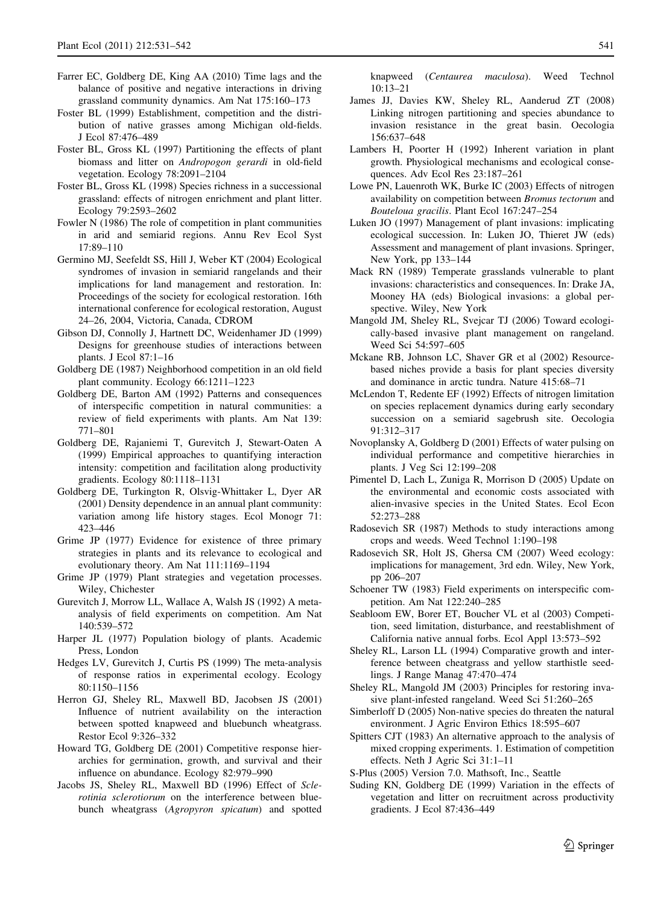Farrer EC, Goldberg DE, King AA (2010) Time lags and the balance of positive and negative interactions in driving grassland community dynamics. Am Nat 175:160–173

Foster BL (1999) Establishment, competition and the distribution of native grasses among Michigan old-fields. J Ecol 87:476–489

Foster BL, Gross KL (1997) Partitioning the effects of plant biomass and litter on *Andropogon gerardi* in old-field vegetation. Ecology 78:2091–2104

Foster BL, Gross KL (1998) Species richness in a successional grassland: effects of nitrogen enrichment and plant litter. Ecology 79:2593–2602

Fowler N (1986) The role of competition in plant communities in arid and semiarid regions. Annu Rev Ecol Syst 17:89–110

Germino MJ, Seefeldt SS, Hill J, Weber KT (2004) Ecological syndromes of invasion in semiarid rangelands and their implications for land management and restoration. In: Proceedings of the society for ecological restoration. 16th international conference for ecological restoration, August 24–26, 2004, Victoria, Canada, CDROM

Gibson DJ, Connolly J, Hartnett DC, Weidenhamer JD (1999) Designs for greenhouse studies of interactions between plants. J Ecol 87:1–16

Goldberg DE (1987) Neighborhood competition in an old field plant community. Ecology 66:1211–1223

Goldberg DE, Barton AM (1992) Patterns and consequences of interspecific competition in natural communities: a review of field experiments with plants. Am Nat 139: 771–801

Goldberg DE, Rajaniemi T, Gurevitch J, Stewart-Oaten A (1999) Empirical approaches to quantifying interaction intensity: competition and facilitation along productivity gradients. Ecology 80:1118–1131

Goldberg DE, Turkington R, Olsvig-Whittaker L, Dyer AR (2001) Density dependence in an annual plant community: variation among life history stages. Ecol Monogr 71: 423–446

Grime JP (1977) Evidence for existence of three primary strategies in plants and its relevance to ecological and evolutionary theory. Am Nat 111:1169–1194

Grime JP (1979) Plant strategies and vegetation processes. Wiley, Chichester

Gurevitch J, Morrow LL, Wallace A, Walsh JS (1992) A meta-analysis of field experiments on competition. Am Nat 140:539–572

Harper JL (1977) Population biology of plants. Academic Press, London

Hedges LV, Gurevitch J, Curtis PS (1999) The meta-analysis of response ratios in experimental ecology. Ecology 80:1150–1156

Herron GJ, Sheley RL, Maxwell BD, Jacobsen JS (2001) Influence of nutrient availability on the interaction between spotted knapweed and bluebunch wheatgrass. Restor Ecol 9:326–332

Howard TG, Goldberg DE (2001) Competitive response hierarchies for germination, growth, and survival and their influence on abundance. Ecology 82:979–990

Jacobs JS, Sheley RL, Maxwell BD (1996) Effect of *Sclerotinia sclerotiorum* on the interference between bluebunch wheatgrass (*Agropyron spicatum*) and spotted knapweed (*Centaurea maculosa*). Weed Technol 10:13–21

James JJ, Davies KW, Sheley RL, Aanderud ZT (2008) Linking nitrogen partitioning and species abundance to invasion resistance in the great basin. Oecologia 156:637–648

Lambers H, Poorter H (1992) Inherent variation in plant growth. Physiological mechanisms and ecological consequences. Adv Ecol Res 23:187–261

Lowe PN, Lauenroth WK, Burke IC (2003) Effects of nitrogen availability on competition between *Bromus tectorum* and *Bouteloua gracilis*. Plant Ecol 167:247–254

Luken JO (1997) Management of plant invasions: implicating ecological succession. In: Luken JO, Thieret JW (eds) Assessment and management of plant invasions. Springer, New York, pp 133–144

Mack RN (1989) Temperate grasslands vulnerable to plant invasions: characteristics and consequences. In: Drake JA, Mooney HA (eds) Biological invasions: a global perspective. Wiley, New York

Mangold JM, Sheley RL, Svejcar TJ (2006) Toward ecologically-based invasive plant management on rangeland. Weed Sci 54:597–605

Mckane RB, Johnson LC, Shaver GR et al (2002) Resource-based niches provide a basis for plant species diversity and dominance in arctic tundra. Nature 415:68–71

McLendon T, Redente EF (1992) Effects of nitrogen limitation on species replacement dynamics during early secondary succession on a semiarid sagebrush site. Oecologia 91:312–317

Novoplansky A, Goldberg D (2001) Effects of water pulsing on individual performance and competitive hierarchies in plants. J Veg Sci 12:199–208

Pimentel D, Lach L, Zuniga R, Morrison D (2005) Update on the environmental and economic costs associated with alien-invasive species in the United States. Ecol Econ 52:273–288

Radosevich SR (1987) Methods to study interactions among crops and weeds. Weed Technol 1:190–198

Radosevich SR, Holt JS, Ghersa CM (2007) Weed ecology: implications for management, 3rd edn. Wiley, New York, pp 206–207

Schoener TW (1983) Field experiments on interspecific competition. Am Nat 122:240–285

Seabloom EW, Borer ET, Boucher VL et al (2003) Competition, seed limitation, disturbance, and reestablishment of California native annual forbs. Ecol Appl 13:573–592

Sheley RL, Larson LL (1994) Comparative growth and interference between cheatgrass and yellow starthistle seedlings. J Range Manag 47:470–474

Sheley RL, Mangold JM (2003) Principles for restoring invasive plant-infested rangeland. Weed Sci 51:260–265

Simberloff D (2005) Non-native species do threaten the natural environment. J Agric Environ Ethics 18:595–607

Spitters CJT (1983) An alternative approach to the analysis of mixed cropping experiments. 1. Estimation of competition effects. Neth J Agric Sci 31:1–11

S-Plus (2005) Version 7.0. Mathsoft, Inc., Seattle

Suding KN, Goldberg DE (1999) Variation in the effects of vegetation and litter on recruitment across productivity gradients. J Ecol 87:436–449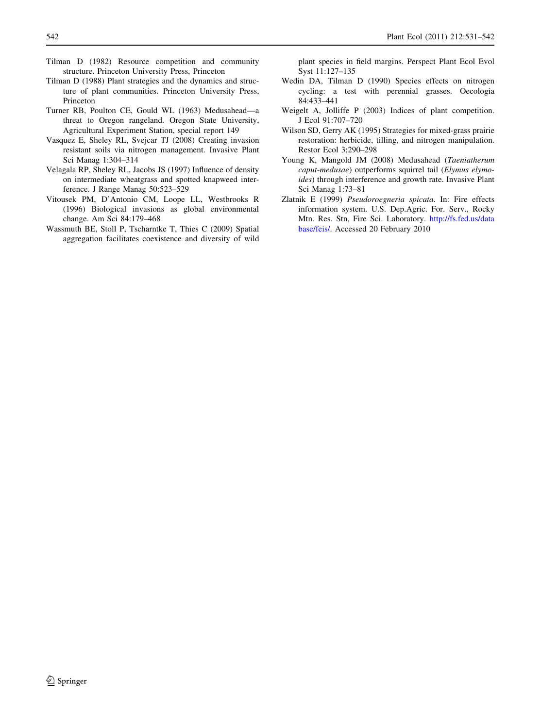Tilman D (1982) Resource competition and community structure. Princeton University Press, Princeton

Tilman D (1988) Plant strategies and the dynamics and structure of plant communities. Princeton University Press, Princeton

Turner RB, Poulton CE, Gould WL (1963) Medusahead—a threat to Oregon rangeland. Oregon State University, Agricultural Experiment Station, special report 149

Vasquez E, Sheley RL, Svejcar TJ (2008) Creating invasion resistant soils via nitrogen management. Invasive Plant Sci Manag 1:304–314

Velagala RP, Sheley RL, Jacobs JS (1997) Influence of density on intermediate wheatgrass and spotted knapweed interference. J Range Manag 50:523–529

Vitousek PM, D'Antonio CM, Loope LL, Westbrooks R (1996) Biological invasions as global environmental change. Am Sci 84:179–468

Wassmuth BE, Stoll P, Tscharntke T, Thies C (2009) Spatial aggregation facilitates coexistence and diversity of wild plant species in field margins. Perspect Plant Ecol Evol Syst 11:127–135

Wedin DA, Tilman D (1990) Species effects on nitrogen cycling: a test with perennial grasses. Oecologia 84:433–441

Weigelt A, Jolliffe P (2003) Indices of plant competition. J Ecol 91:707–720

Wilson SD, Gerry AK (1995) Strategies for mixed-grass prairie restoration: herbicide, tilling, and nitrogen manipulation. Restor Ecol 3:290–298

Young K, Mangold JM (2008) Medusahead (*Taeniatherum caput-medusae*) outperforms squirrel tail (*Elymus elymoides*) through interference and growth rate. Invasive Plant Sci Manag 1:73–81

Zlatnik E (1999) *Pseudoroegneria spicata*. In: Fire effects information system. U.S. Dep.Agric. For. Serv., Rocky Mtn. Res. Stn, Fire Sci. Laboratory. http://fs.fed.us/database/feis/. Accessed 20 February 2010